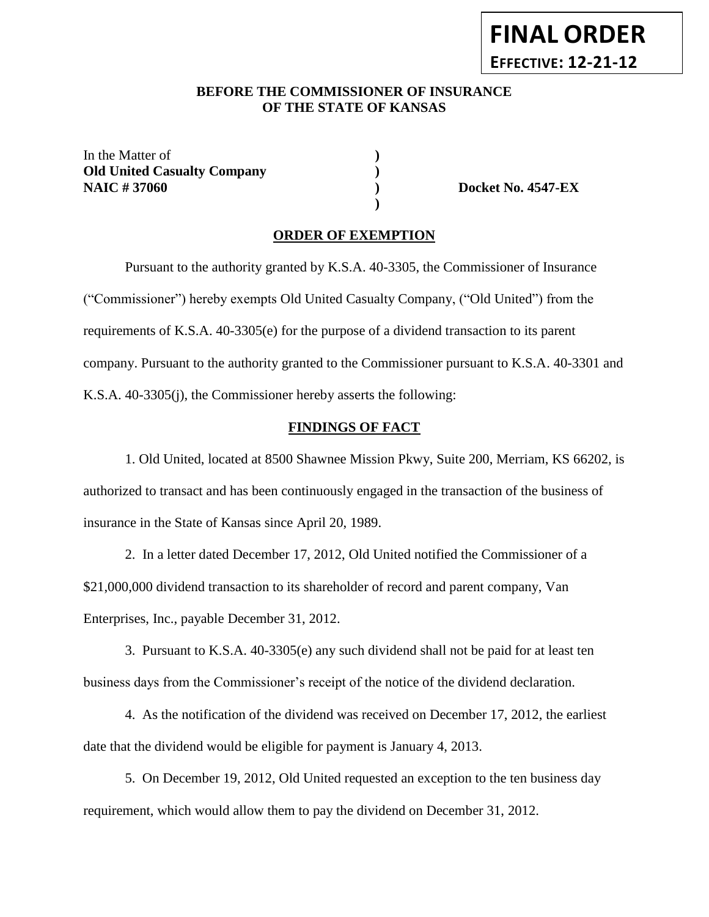**FINAL ORDER**

**EFFECTIVE: 12-21-12**

**BEFORE THE COMMISSIONER OF INSURANCE**
**OF THE STATE OF KANSAS**

| | | |
|---|---|---|
| In the Matter of | ) | |
| **Old United Casualty Company** | ) | |
| **NAIC # 37060** | ) | **Docket No. 4547-EX** |
| | ) | |

## ORDER OF EXEMPTION

Pursuant to the authority granted by K.S.A. 40-3305, the Commissioner of Insurance ("Commissioner") hereby exempts Old United Casualty Company, ("Old United") from the requirements of K.S.A. 40-3305(e) for the purpose of a dividend transaction to its parent company. Pursuant to the authority granted to the Commissioner pursuant to K.S.A. 40-3301 and K.S.A. 40-3305(j), the Commissioner hereby asserts the following:

## FINDINGS OF FACT

1. Old United, located at 8500 Shawnee Mission Pkwy, Suite 200, Merriam, KS 66202, is authorized to transact and has been continuously engaged in the transaction of the business of insurance in the State of Kansas since April 20, 1989.

2. In a letter dated December 17, 2012, Old United notified the Commissioner of a $21,000,000 dividend transaction to its shareholder of record and parent company, Van Enterprises, Inc., payable December 31, 2012.

3. Pursuant to K.S.A. 40-3305(e) any such dividend shall not be paid for at least ten business days from the Commissioner's receipt of the notice of the dividend declaration.

4. As the notification of the dividend was received on December 17, 2012, the earliest date that the dividend would be eligible for payment is January 4, 2013.

5. On December 19, 2012, Old United requested an exception to the ten business day requirement, which would allow them to pay the dividend on December 31, 2012.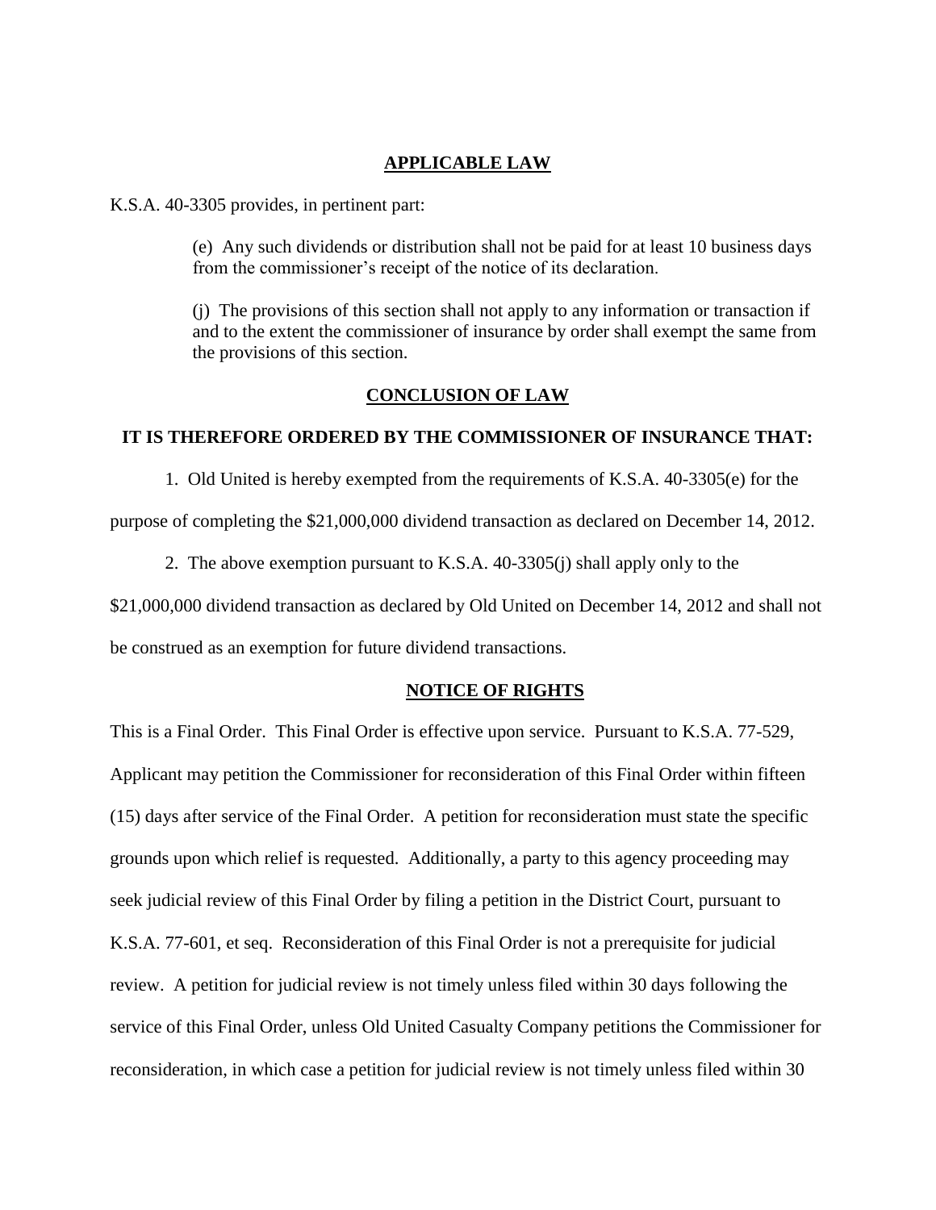## APPLICABLE LAW

K.S.A. 40-3305 provides, in pertinent part:

> (e) Any such dividends or distribution shall not be paid for at least 10 business days from the commissioner's receipt of the notice of its declaration.
>
> (j) The provisions of this section shall not apply to any information or transaction if and to the extent the commissioner of insurance by order shall exempt the same from the provisions of this section.

## CONCLUSION OF LAW

**IT IS THEREFORE ORDERED BY THE COMMISSIONER OF INSURANCE THAT:**

1. Old United is hereby exempted from the requirements of K.S.A. 40-3305(e) for the purpose of completing the $21,000,000 dividend transaction as declared on December 14, 2012.

2. The above exemption pursuant to K.S.A. 40-3305(j) shall apply only to the $21,000,000 dividend transaction as declared by Old United on December 14, 2012 and shall not be construed as an exemption for future dividend transactions.

## NOTICE OF RIGHTS

This is a Final Order. This Final Order is effective upon service. Pursuant to K.S.A. 77-529, Applicant may petition the Commissioner for reconsideration of this Final Order within fifteen (15) days after service of the Final Order. A petition for reconsideration must state the specific grounds upon which relief is requested. Additionally, a party to this agency proceeding may seek judicial review of this Final Order by filing a petition in the District Court, pursuant to K.S.A. 77-601, et seq. Reconsideration of this Final Order is not a prerequisite for judicial review. A petition for judicial review is not timely unless filed within 30 days following the service of this Final Order, unless Old United Casualty Company petitions the Commissioner for reconsideration, in which case a petition for judicial review is not timely unless filed within 30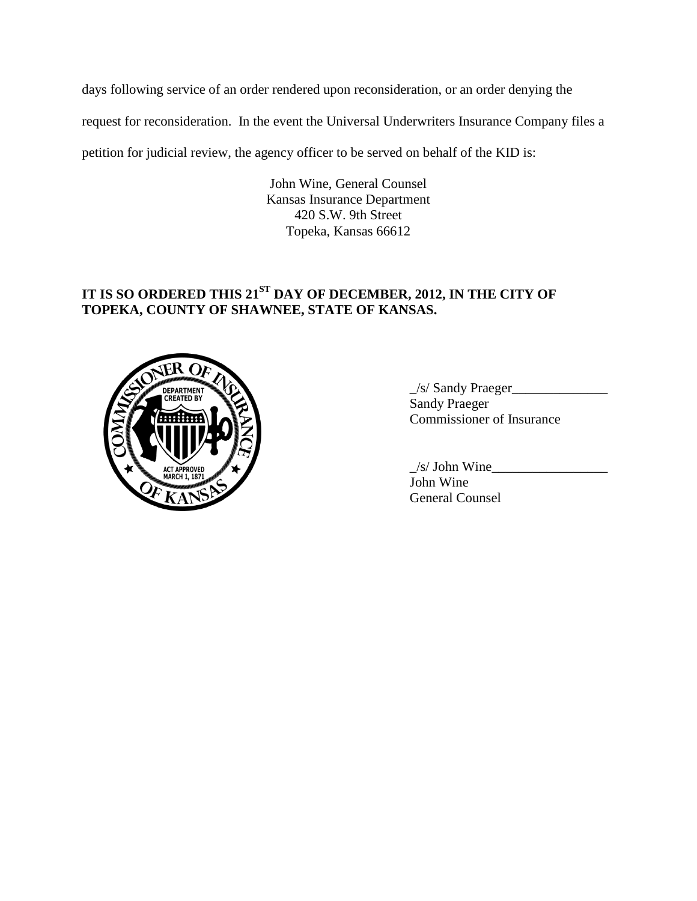days following service of an order rendered upon reconsideration, or an order denying the request for reconsideration. In the event the Universal Underwriters Insurance Company files a petition for judicial review, the agency officer to be served on behalf of the KID is:

John Wine, General Counsel
Kansas Insurance Department
420 S.W. 9th Street
Topeka, Kansas 66612

**IT IS SO ORDERED THIS 21ST DAY OF DECEMBER, 2012, IN THE CITY OF TOPEKA, COUNTY OF SHAWNEE, STATE OF KANSAS.**

_/s/ Sandy Praeger______________
Sandy Praeger
Commissioner of Insurance

_/s/ John Wine_________________
John Wine
General Counsel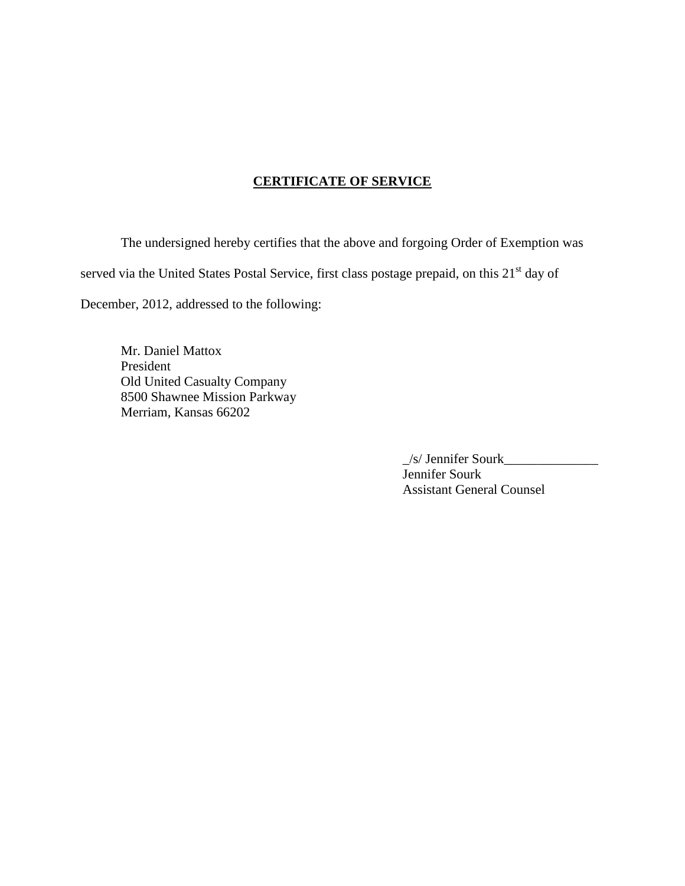**CERTIFICATE OF SERVICE**

The undersigned hereby certifies that the above and forgoing Order of Exemption was served via the United States Postal Service, first class postage prepaid, on this 21st day of December, 2012, addressed to the following:

Mr. Daniel Mattox
President
Old United Casualty Company
8500 Shawnee Mission Parkway
Merriam, Kansas 66202

_/s/ Jennifer Sourk______________
Jennifer Sourk
Assistant General Counsel